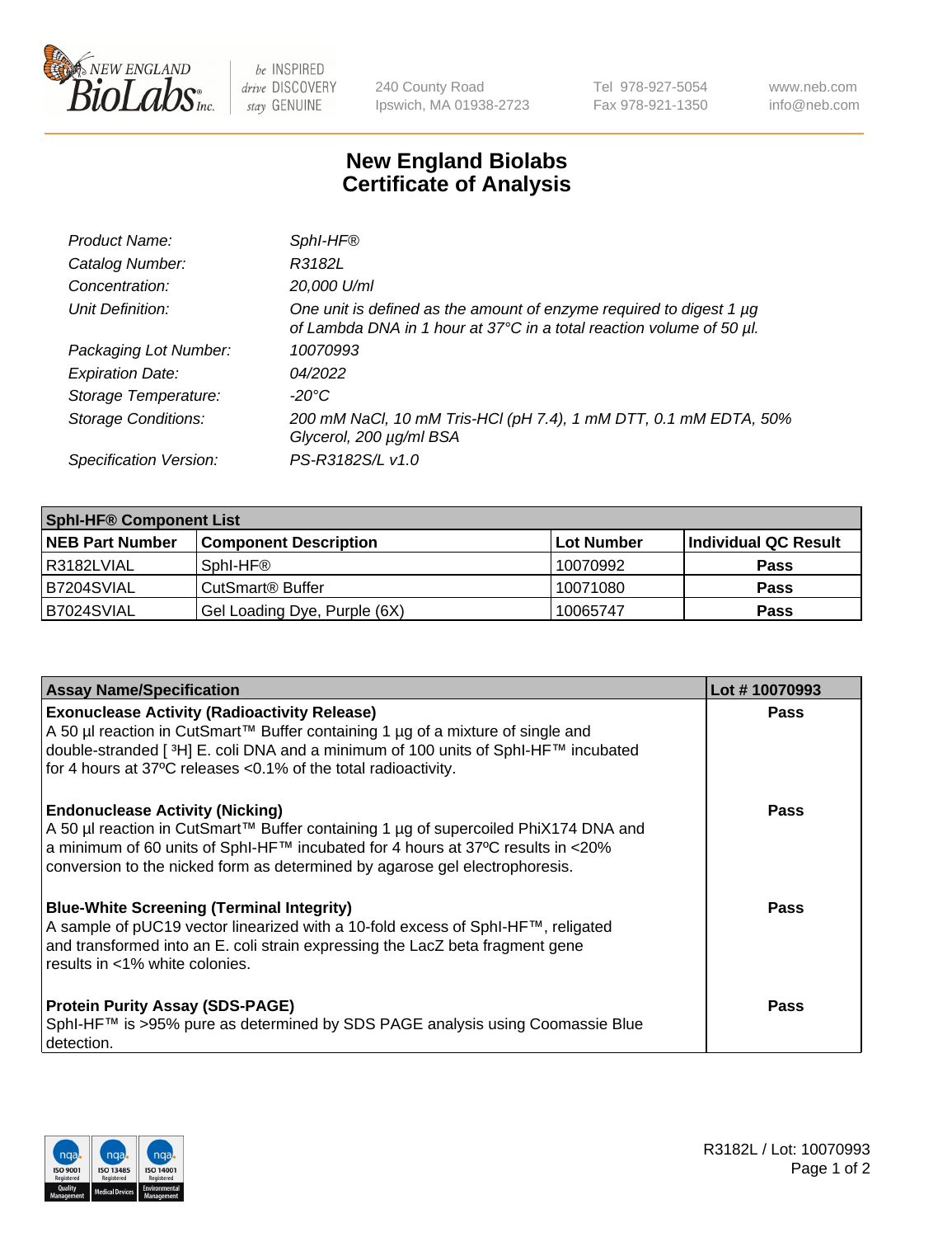# New England Biolabs Certificate of Analysis

| | |
|---|---|
| *Product Name:* | *SphI-HF®* |
| *Catalog Number:* | *R3182L* |
| *Concentration:* | *20,000 U/ml* |
| *Unit Definition:* | *One unit is defined as the amount of enzyme required to digest 1 µg of Lambda DNA in 1 hour at 37°C in a total reaction volume of 50 µl.* |
| *Packaging Lot Number:* | *10070993* |
| *Expiration Date:* | *04/2022* |
| *Storage Temperature:* | *-20°C* |
| *Storage Conditions:* | *200 mM NaCl, 10 mM Tris-HCl (pH 7.4), 1 mM DTT, 0.1 mM EDTA, 50% Glycerol, 200 µg/ml BSA* |
| *Specification Version:* | *PS-R3182S/L v1.0* |

| **SphI-HF® Component List** | | | |
|---|---|---|---|
| **NEB Part Number** | **Component Description** | **Lot Number** | **Individual QC Result** |
| R3182LVIAL | SphI-HF® | 10070992 | **Pass** |
| B7204SVIAL | CutSmart® Buffer | 10071080 | **Pass** |
| B7024SVIAL | Gel Loading Dye, Purple (6X) | 10065747 | **Pass** |

| **Assay Name/Specification** | **Lot # 10070993** |
|---|---|
| **Exonuclease Activity (Radioactivity Release)** A 50 µl reaction in CutSmart™ Buffer containing 1 µg of a mixture of single and double-stranded [ $^3$H] E. coli DNA and a minimum of 100 units of SphI-HF™ incubated for 4 hours at 37ºC releases <0.1% of the total radioactivity. | **Pass** |
| **Endonuclease Activity (Nicking)** A 50 µl reaction in CutSmart™ Buffer containing 1 µg of supercoiled PhiX174 DNA and a minimum of 60 units of SphI-HF™ incubated for 4 hours at 37ºC results in <20% conversion to the nicked form as determined by agarose gel electrophoresis. | **Pass** |
| **Blue-White Screening (Terminal Integrity)** A sample of pUC19 vector linearized with a 10-fold excess of SphI-HF™, religated and transformed into an E. coli strain expressing the LacZ beta fragment gene results in <1% white colonies. | **Pass** |
| **Protein Purity Assay (SDS-PAGE)** SphI-HF™ is >95% pure as determined by SDS PAGE analysis using Coomassie Blue detection. | **Pass** |

R3182L / Lot: 10070993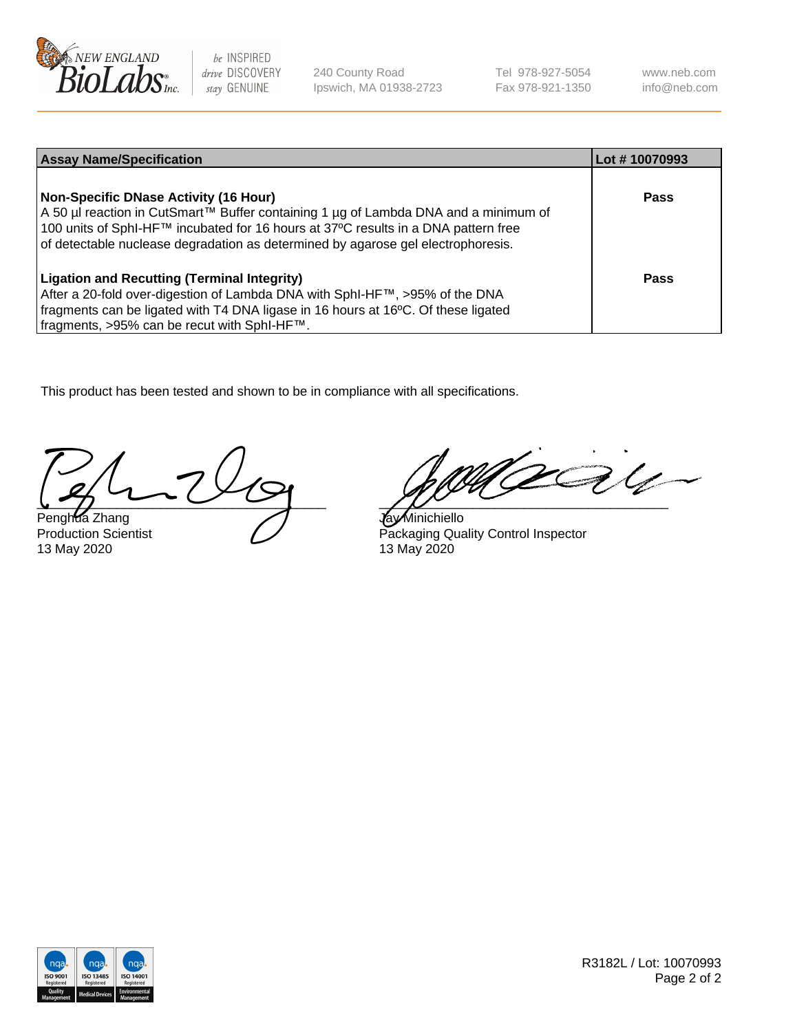New England BioLabs Inc. — be INSPIRED drive DISCOVERY stay GENUINE

240 County Road
Ipswich, MA 01938-2723

Tel 978-927-5054
Fax 978-921-1350

www.neb.com
info@neb.com

| Assay Name/Specification | Lot # 10070993 |
|---|---|
| **Non-Specific DNase Activity (16 Hour)**<br>A 50 µl reaction in CutSmart™ Buffer containing 1 µg of Lambda DNA and a minimum of 100 units of SphI-HF™ incubated for 16 hours at 37ºC results in a DNA pattern free of detectable nuclease degradation as determined by agarose gel electrophoresis. | **Pass** |
| **Ligation and Recutting (Terminal Integrity)**<br>After a 20-fold over-digestion of Lambda DNA with SphI-HF™, >95% of the DNA fragments can be ligated with T4 DNA ligase in 16 hours at 16ºC. Of these ligated fragments, >95% can be recut with SphI-HF™. | **Pass** |

This product has been tested and shown to be in compliance with all specifications.

Penghua Zhang
Production Scientist
13 May 2020

Jay Minichiello
Packaging Quality Control Inspector
13 May 2020

R3182L / Lot: 10070993